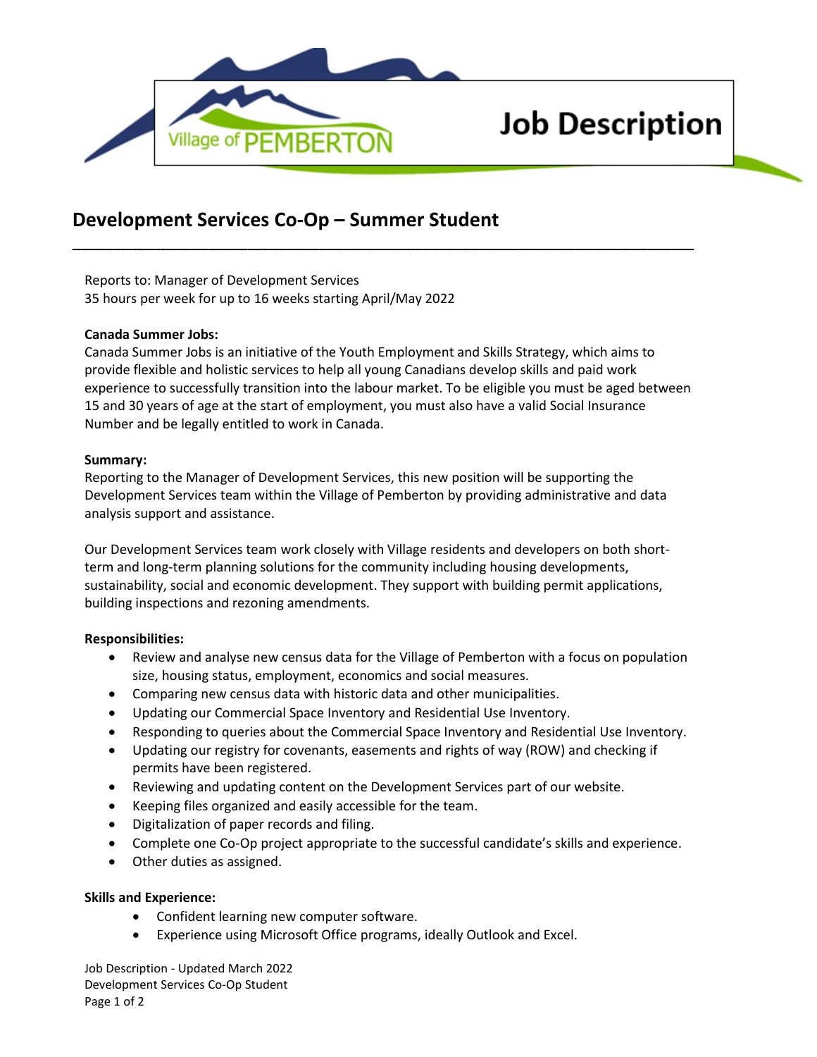# Job Description

## Development Services Co-Op – Summer Student

Reports to: Manager of Development Services
35 hours per week for up to 16 weeks starting April/May 2022

**Canada Summer Jobs:**
Canada Summer Jobs is an initiative of the Youth Employment and Skills Strategy, which aims to provide flexible and holistic services to help all young Canadians develop skills and paid work experience to successfully transition into the labour market. To be eligible you must be aged between 15 and 30 years of age at the start of employment, you must also have a valid Social Insurance Number and be legally entitled to work in Canada.

**Summary:**
Reporting to the Manager of Development Services, this new position will be supporting the Development Services team within the Village of Pemberton by providing administrative and data analysis support and assistance.

Our Development Services team work closely with Village residents and developers on both short-term and long-term planning solutions for the community including housing developments, sustainability, social and economic development. They support with building permit applications, building inspections and rezoning amendments.

**Responsibilities:**

- Review and analyse new census data for the Village of Pemberton with a focus on population size, housing status, employment, economics and social measures.
- Comparing new census data with historic data and other municipalities.
- Updating our Commercial Space Inventory and Residential Use Inventory.
- Responding to queries about the Commercial Space Inventory and Residential Use Inventory.
- Updating our registry for covenants, easements and rights of way (ROW) and checking if permits have been registered.
- Reviewing and updating content on the Development Services part of our website.
- Keeping files organized and easily accessible for the team.
- Digitalization of paper records and filing.
- Complete one Co-Op project appropriate to the successful candidate's skills and experience.
- Other duties as assigned.

**Skills and Experience:**

- Confident learning new computer software.
- Experience using Microsoft Office programs, ideally Outlook and Excel.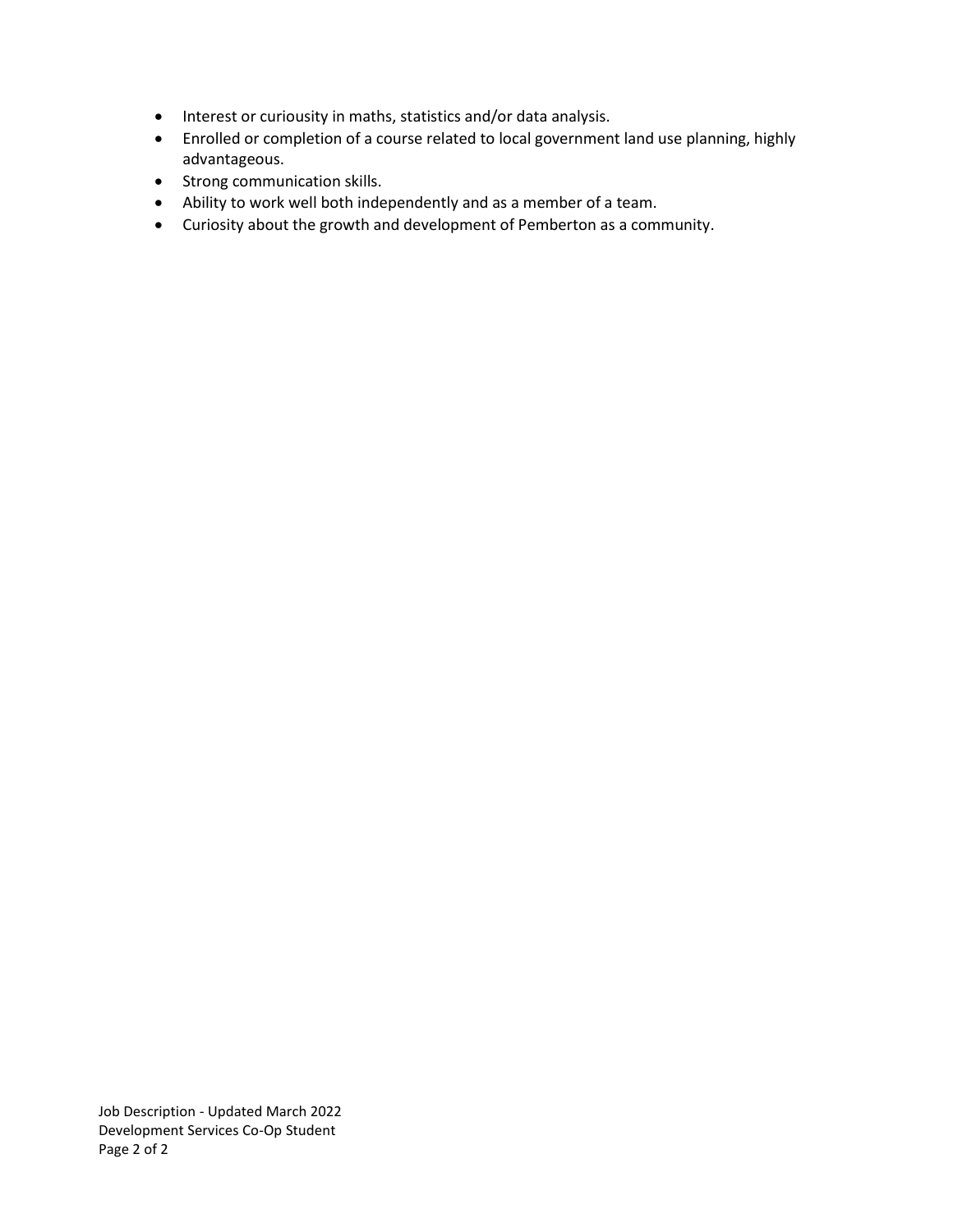- Interest or curiousity in maths, statistics and/or data analysis.
- Enrolled or completion of a course related to local government land use planning, highly advantageous.
- Strong communication skills.
- Ability to work well both independently and as a member of a team.
- Curiosity about the growth and development of Pemberton as a community.